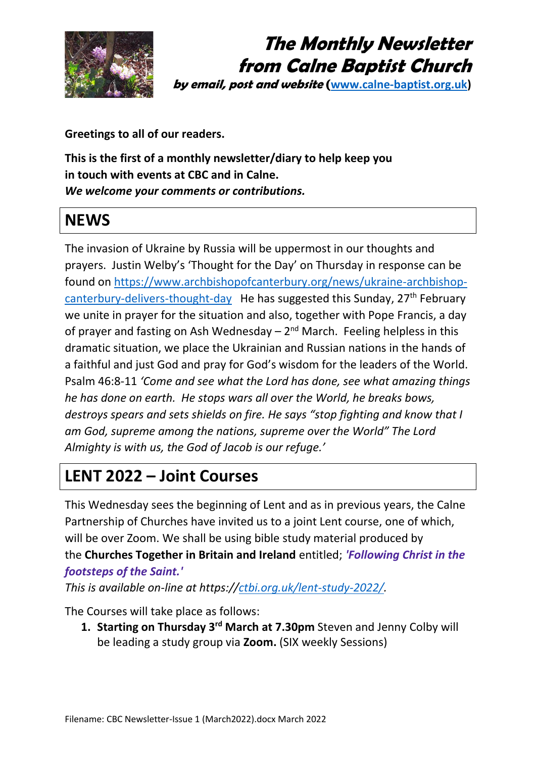# The Monthly Newsletter from Calne Baptist Church

***by email, post and website* (www.calne-baptist.org.uk)**

**Greetings to all of our readers.**

**This is the first of a monthly newsletter/diary to help keep you in touch with events at CBC and in Calne.**
***We welcome your comments or contributions.***

## NEWS

The invasion of Ukraine by Russia will be uppermost in our thoughts and prayers. Justin Welby's 'Thought for the Day' on Thursday in response can be found on https://www.archbishopofcanterbury.org/news/ukraine-archbishop-canterbury-delivers-thought-day He has suggested this Sunday, 27th February we unite in prayer for the situation and also, together with Pope Francis, a day of prayer and fasting on Ash Wednesday – 2nd March. Feeling helpless in this dramatic situation, we place the Ukrainian and Russian nations in the hands of a faithful and just God and pray for God's wisdom for the leaders of the World. Psalm 46:8-11 *'Come and see what the Lord has done, see what amazing things he has done on earth. He stops wars all over the World, he breaks bows, destroys spears and sets shields on fire. He says "stop fighting and know that I am God, supreme among the nations, supreme over the World" The Lord Almighty is with us, the God of Jacob is our refuge.'*

## LENT 2022 – Joint Courses

This Wednesday sees the beginning of Lent and as in previous years, the Calne Partnership of Churches have invited us to a joint Lent course, one of which, will be over Zoom. We shall be using bible study material produced by the **Churches Together in Britain and Ireland** entitled; ***'Following Christ in the footsteps of the Saint.'***
*This is available on-line at https://ctbi.org.uk/lent-study-2022/.*

The Courses will take place as follows:

1. **Starting on Thursday 3rd March at 7.30pm** Steven and Jenny Colby will be leading a study group via **Zoom.** (SIX weekly Sessions)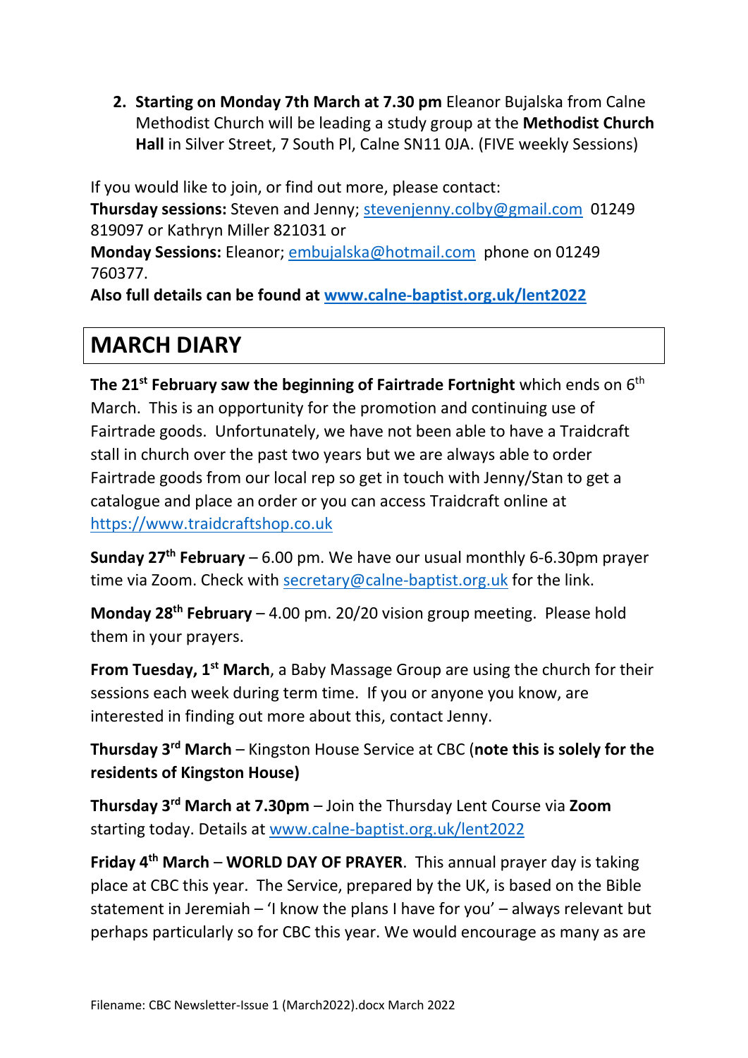2. **Starting on Monday 7th March at 7.30 pm** Eleanor Bujalska from Calne Methodist Church will be leading a study group at the **Methodist Church Hall** in Silver Street, 7 South Pl, Calne SN11 0JA. (FIVE weekly Sessions)

If you would like to join, or find out more, please contact:
**Thursday sessions:** Steven and Jenny; stevenjenny.colby@gmail.com 01249 819097 or Kathryn Miller 821031 or
**Monday Sessions:** Eleanor; embujalska@hotmail.com phone on 01249 760377.
**Also full details can be found at www.calne-baptist.org.uk/lent2022**

## MARCH DIARY

**The 21st February saw the beginning of Fairtrade Fortnight** which ends on 6th March. This is an opportunity for the promotion and continuing use of Fairtrade goods. Unfortunately, we have not been able to have a Traidcraft stall in church over the past two years but we are always able to order Fairtrade goods from our local rep so get in touch with Jenny/Stan to get a catalogue and place an order or you can access Traidcraft online at https://www.traidcraftshop.co.uk

**Sunday 27th February** – 6.00 pm. We have our usual monthly 6-6.30pm prayer time via Zoom. Check with secretary@calne-baptist.org.uk for the link.

**Monday 28th February** – 4.00 pm. 20/20 vision group meeting. Please hold them in your prayers.

**From Tuesday, 1st March**, a Baby Massage Group are using the church for their sessions each week during term time. If you or anyone you know, are interested in finding out more about this, contact Jenny.

**Thursday 3rd March** – Kingston House Service at CBC (**note this is solely for the residents of Kingston House)**

**Thursday 3rd March at 7.30pm** – Join the Thursday Lent Course via **Zoom** starting today. Details at www.calne-baptist.org.uk/lent2022

**Friday 4th March** – **WORLD DAY OF PRAYER**. This annual prayer day is taking place at CBC this year. The Service, prepared by the UK, is based on the Bible statement in Jeremiah – 'I know the plans I have for you' – always relevant but perhaps particularly so for CBC this year. We would encourage as many as are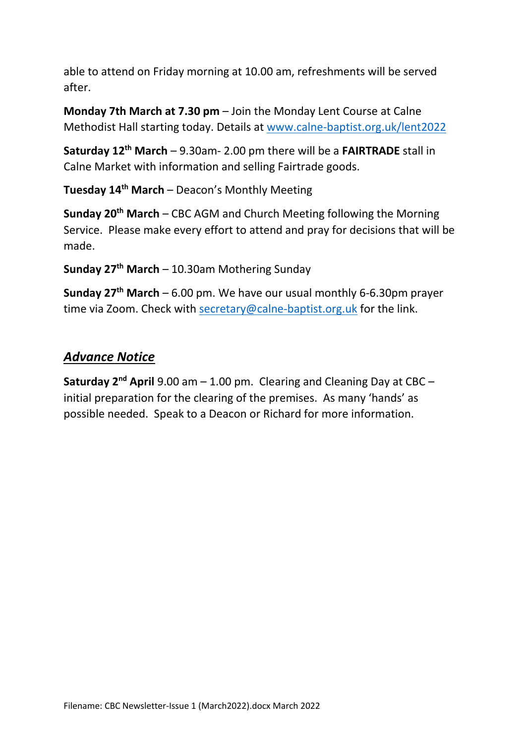able to attend on Friday morning at 10.00 am, refreshments will be served after.

**Monday 7th March at 7.30 pm** – Join the Monday Lent Course at Calne Methodist Hall starting today. Details at www.calne-baptist.org.uk/lent2022

**Saturday 12th March** – 9.30am- 2.00 pm there will be a **FAIRTRADE** stall in Calne Market with information and selling Fairtrade goods.

**Tuesday 14th March** – Deacon's Monthly Meeting

**Sunday 20th March** – CBC AGM and Church Meeting following the Morning Service. Please make every effort to attend and pray for decisions that will be made.

**Sunday 27th March** – 10.30am Mothering Sunday

**Sunday 27th March** – 6.00 pm. We have our usual monthly 6-6.30pm prayer time via Zoom. Check with secretary@calne-baptist.org.uk for the link.

## ***Advance Notice***

**Saturday 2nd April** 9.00 am – 1.00 pm. Clearing and Cleaning Day at CBC – initial preparation for the clearing of the premises. As many 'hands' as possible needed. Speak to a Deacon or Richard for more information.